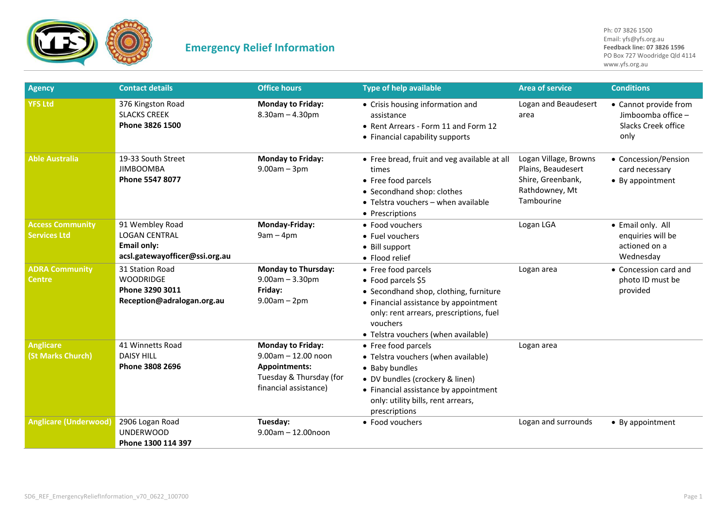# Emergency Relief Information

Ph: 07 3826 1500
Email: yfs@yfs.org.au
**Feedback line: 07 3826 1596**
PO Box 727 Woodridge Qld 4114
www.yfs.org.au

| Agency | Contact details | Office hours | Type of help available | Area of service | Conditions |
|---|---|---|---|---|---|
| **YFS Ltd** | 376 Kingston Road<br>SLACKS CREEK<br>**Phone 3826 1500** | **Monday to Friday:**<br>8.30am – 4.30pm | • Crisis housing information and assistance<br>• Rent Arrears - Form 11 and Form 12<br>• Financial capability supports | Logan and Beaudesert area | • Cannot provide from Jimboomba office – Slacks Creek office only |
| **Able Australia** | 19-33 South Street<br>JIMBOOMBA<br>**Phone 5547 8077** | **Monday to Friday:**<br>9.00am – 3pm | • Free bread, fruit and veg available at all times<br>• Free food parcels<br>• Secondhand shop: clothes<br>• Telstra vouchers – when available<br>• Prescriptions | Logan Village, Browns Plains, Beaudesert Shire, Greenbank, Rathdowney, Mt Tambourine | • Concession/Pension card necessary<br>• By appointment |
| **Access Community Services Ltd** | 91 Wembley Road<br>LOGAN CENTRAL<br>**Email only:**<br>**acsl.gatewayofficer@ssi.org.au** | **Monday-Friday:**<br>9am – 4pm | • Food vouchers<br>• Fuel vouchers<br>• Bill support<br>• Flood relief | Logan LGA | • Email only. All enquiries will be actioned on a Wednesday |
| **ADRA Community Centre** | 31 Station Road<br>WOODRIDGE<br>**Phone 3290 3011**<br>**Reception@adralogan.org.au** | **Monday to Thursday:**<br>9.00am – 3.30pm<br>**Friday:**<br>9.00am – 2pm | • Free food parcels<br>• Food parcels $5<br>• Secondhand shop, clothing, furniture<br>• Financial assistance by appointment only: rent arrears, prescriptions, fuel vouchers<br>• Telstra vouchers (when available) | Logan area | • Concession card and photo ID must be provided |
| **Anglicare (St Marks Church)** | 41 Winnetts Road<br>DAISY HILL<br>**Phone 3808 2696** | **Monday to Friday:**<br>9.00am – 12.00 noon<br>**Appointments:**<br>Tuesday & Thursday (for financial assistance) | • Free food parcels<br>• Telstra vouchers (when available)<br>• Baby bundles<br>• DV bundles (crockery & linen)<br>• Financial assistance by appointment only: utility bills, rent arrears, prescriptions | Logan area | |
| **Anglicare (Underwood)** | 2906 Logan Road<br>UNDERWOOD<br>**Phone 1300 114 397** | **Tuesday:**<br>9.00am – 12.00noon | • Food vouchers | Logan and surrounds | • By appointment |

SD6_REF_EmergencyReliefInformation_v70_0622_100700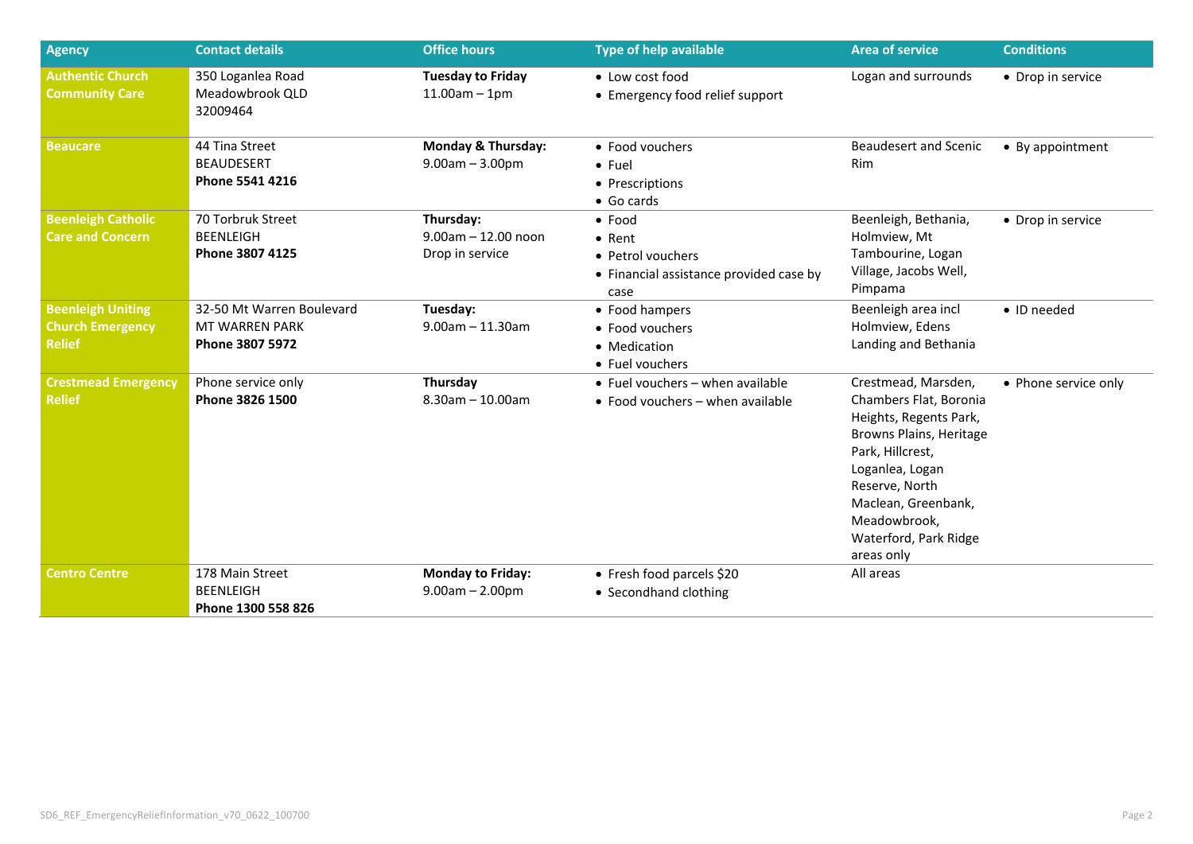| Agency | Contact details | Office hours | Type of help available | Area of service | Conditions |
|---|---|---|---|---|---|
| **Authentic Church Community Care** | 350 Loganlea Road<br>Meadowbrook QLD<br>32009464 | **Tuesday to Friday**<br>11.00am – 1pm | • Low cost food<br>• Emergency food relief support | Logan and surrounds | • Drop in service |
| **Beaucare** | 44 Tina Street<br>BEAUDESERT<br>**Phone 5541 4216** | **Monday & Thursday:**<br>9.00am – 3.00pm | • Food vouchers<br>• Fuel<br>• Prescriptions<br>• Go cards | Beaudesert and Scenic Rim | • By appointment |
| **Beenleigh Catholic Care and Concern** | 70 Torbruk Street<br>BEENLEIGH<br>**Phone 3807 4125** | **Thursday:**<br>9.00am – 12.00 noon<br>Drop in service | • Food<br>• Rent<br>• Petrol vouchers<br>• Financial assistance provided case by case | Beenleigh, Bethania, Holmview, Mt Tambourine, Logan Village, Jacobs Well, Pimpama | • Drop in service |
| **Beenleigh Uniting Church Emergency Relief** | 32-50 Mt Warren Boulevard<br>MT WARREN PARK<br>**Phone 3807 5972** | **Tuesday:**<br>9.00am – 11.30am | • Food hampers<br>• Food vouchers<br>• Medication<br>• Fuel vouchers | Beenleigh area incl Holmview, Edens Landing and Bethania | • ID needed |
| **Crestmead Emergency Relief** | Phone service only<br>**Phone 3826 1500** | **Thursday**<br>8.30am – 10.00am | • Fuel vouchers – when available<br>• Food vouchers – when available | Crestmead, Marsden, Chambers Flat, Boronia Heights, Regents Park, Browns Plains, Heritage Park, Hillcrest, Loganlea, Logan Reserve, North Maclean, Greenbank, Meadowbrook, Waterford, Park Ridge areas only | • Phone service only |
| **Centro Centre** | 178 Main Street<br>BEENLEIGH<br>**Phone 1300 558 826** | **Monday to Friday:**<br>9.00am – 2.00pm | • Fresh food parcels $20<br>• Secondhand clothing | All areas | |

SD6_REF_EmergencyReliefInformation_v70_0622_100700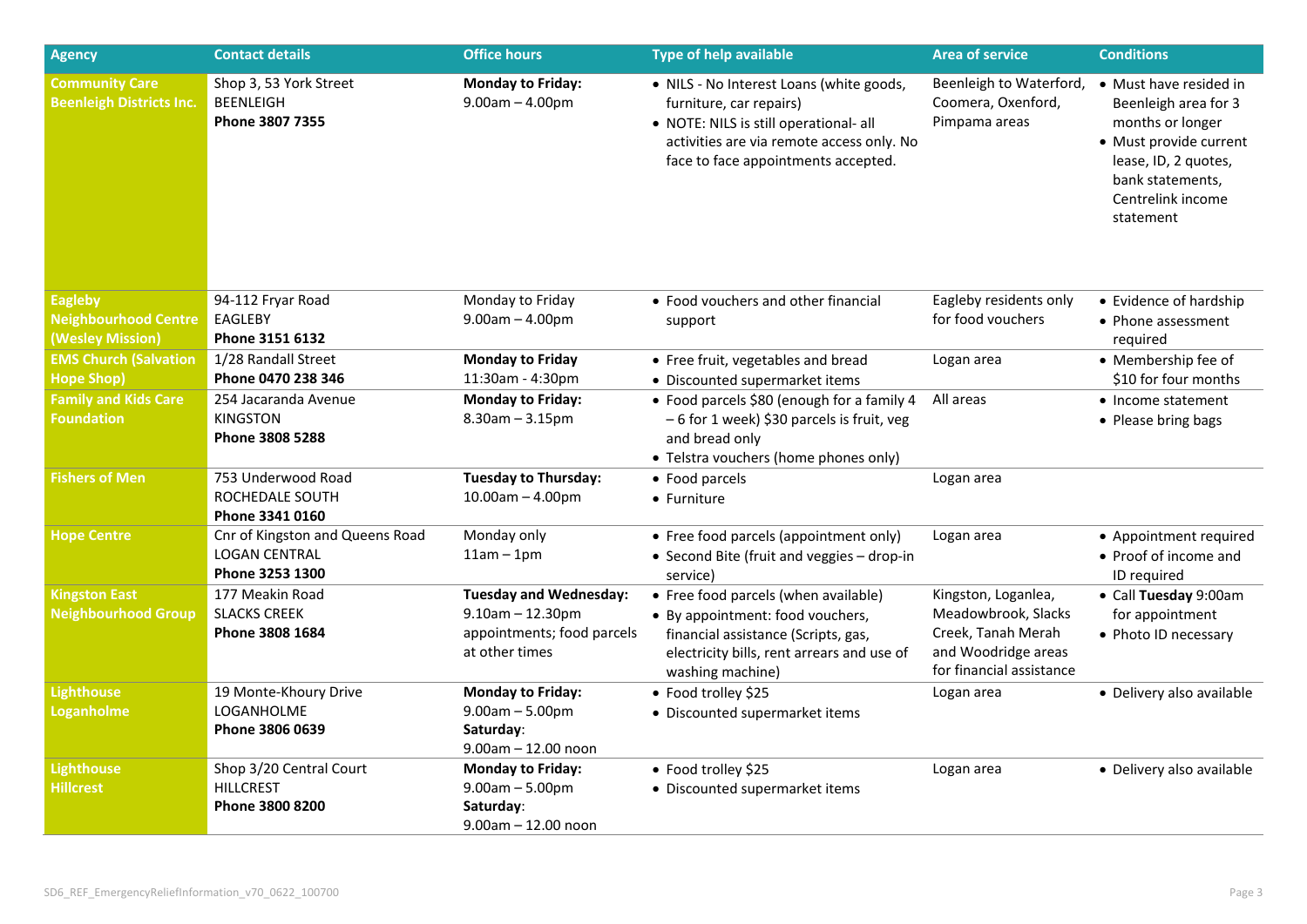| Agency | Contact details | Office hours | Type of help available | Area of service | Conditions |
| --- | --- | --- | --- | --- | --- |
| **Community Care Beenleigh Districts Inc.** | Shop 3, 53 York Street<br>BEENLEIGH<br>**Phone 3807 7355** | **Monday to Friday:**<br>9.00am – 4.00pm | • NILS - No Interest Loans (white goods, furniture, car repairs)<br>• NOTE: NILS is still operational- all activities are via remote access only. No face to face appointments accepted. | Beenleigh to Waterford, Coomera, Oxenford, Pimpama areas | • Must have resided in Beenleigh area for 3 months or longer<br>• Must provide current lease, ID, 2 quotes, bank statements, Centrelink income statement |
| **Eagleby Neighbourhood Centre (Wesley Mission)** | 94-112 Fryar Road<br>EAGLEBY<br>**Phone 3151 6132** | Monday to Friday<br>9.00am – 4.00pm | • Food vouchers and other financial support | Eagleby residents only for food vouchers | • Evidence of hardship<br>• Phone assessment required |
| **EMS Church (Salvation Hope Shop)** | 1/28 Randall Street<br>**Phone 0470 238 346** | **Monday to Friday**<br>11:30am - 4:30pm | • Free fruit, vegetables and bread<br>• Discounted supermarket items | Logan area | • Membership fee of $10 for four months |
| **Family and Kids Care Foundation** | 254 Jacaranda Avenue<br>KINGSTON<br>**Phone 3808 5288** | **Monday to Friday:**<br>8.30am – 3.15pm | • Food parcels $80 (enough for a family 4 – 6 for 1 week) $30 parcels is fruit, veg and bread only<br>• Telstra vouchers (home phones only) | All areas | • Income statement<br>• Please bring bags |
| **Fishers of Men** | 753 Underwood Road<br>ROCHEDALE SOUTH<br>**Phone 3341 0160** | **Tuesday to Thursday:**<br>10.00am – 4.00pm | • Food parcels<br>• Furniture | Logan area | |
| **Hope Centre** | Cnr of Kingston and Queens Road<br>LOGAN CENTRAL<br>**Phone 3253 1300** | Monday only<br>11am – 1pm | • Free food parcels (appointment only)<br>• Second Bite (fruit and veggies – drop-in service) | Logan area | • Appointment required<br>• Proof of income and ID required |
| **Kingston East Neighbourhood Group** | 177 Meakin Road<br>SLACKS CREEK<br>**Phone 3808 1684** | **Tuesday and Wednesday:**<br>9.10am – 12.30pm appointments; food parcels at other times | • Free food parcels (when available)<br>• By appointment: food vouchers, financial assistance (Scripts, gas, electricity bills, rent arrears and use of washing machine) | Kingston, Loganlea, Meadowbrook, Slacks Creek, Tanah Merah and Woodridge areas for financial assistance | • Call **Tuesday** 9:00am for appointment<br>• Photo ID necessary |
| **Lighthouse Loganholme** | 19 Monte-Khoury Drive<br>LOGANHOLME<br>**Phone 3806 0639** | **Monday to Friday:**<br>9.00am – 5.00pm<br>**Saturday**:<br>9.00am – 12.00 noon | • Food trolley $25<br>• Discounted supermarket items | Logan area | • Delivery also available |
| **Lighthouse Hillcrest** | Shop 3/20 Central Court<br>HILLCREST<br>**Phone 3800 8200** | **Monday to Friday:**<br>9.00am – 5.00pm<br>**Saturday**:<br>9.00am – 12.00 noon | • Food trolley $25<br>• Discounted supermarket items | Logan area | • Delivery also available |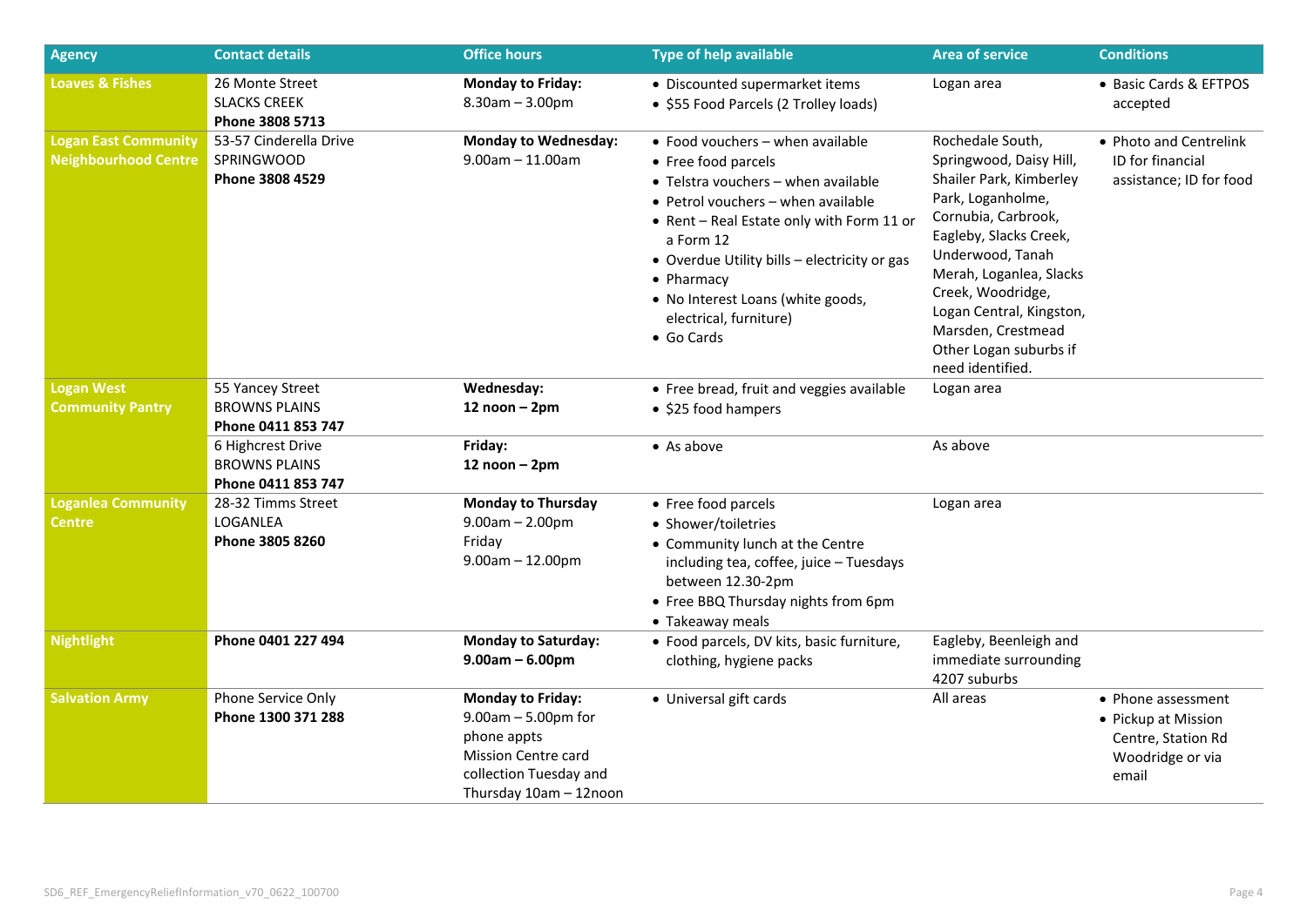| Agency | Contact details | Office hours | Type of help available | Area of service | Conditions |
| --- | --- | --- | --- | --- | --- |
| **Loaves & Fishes** | 26 Monte Street<br>SLACKS CREEK<br>**Phone 3808 5713** | **Monday to Friday:**<br>8.30am – 3.00pm | • Discounted supermarket items<br>• $55 Food Parcels (2 Trolley loads) | Logan area | • Basic Cards & EFTPOS accepted |
| **Logan East Community Neighbourhood Centre** | 53-57 Cinderella Drive<br>SPRINGWOOD<br>**Phone 3808 4529** | **Monday to Wednesday:**<br>9.00am – 11.00am | • Food vouchers – when available<br>• Free food parcels<br>• Telstra vouchers – when available<br>• Petrol vouchers – when available<br>• Rent – Real Estate only with Form 11 or a Form 12<br>• Overdue Utility bills – electricity or gas<br>• Pharmacy<br>• No Interest Loans (white goods, electrical, furniture)<br>• Go Cards | Rochedale South, Springwood, Daisy Hill, Shailer Park, Kimberley Park, Loganholme, Cornubia, Carbrook, Eagleby, Slacks Creek, Underwood, Tanah Merah, Loganlea, Slacks Creek, Woodridge, Logan Central, Kingston, Marsden, Crestmead Other Logan suburbs if need identified. | • Photo and Centrelink ID for financial assistance; ID for food |
| **Logan West Community Pantry** | 55 Yancey Street<br>BROWNS PLAINS<br>**Phone 0411 853 747** | **Wednesday:**<br>**12 noon – 2pm** | • Free bread, fruit and veggies available<br>• $25 food hampers | Logan area | |
| | 6 Highcrest Drive<br>BROWNS PLAINS<br>**Phone 0411 853 747** | **Friday:**<br>**12 noon – 2pm** | • As above | As above | |
| **Loganlea Community Centre** | 28-32 Timms Street<br>LOGANLEA<br>**Phone 3805 8260** | **Monday to Thursday**<br>9.00am – 2.00pm<br>Friday<br>9.00am – 12.00pm | • Free food parcels<br>• Shower/toiletries<br>• Community lunch at the Centre including tea, coffee, juice – Tuesdays between 12.30-2pm<br>• Free BBQ Thursday nights from 6pm<br>• Takeaway meals | Logan area | |
| **Nightlight** | **Phone 0401 227 494** | **Monday to Saturday:**<br>**9.00am – 6.00pm** | • Food parcels, DV kits, basic furniture, clothing, hygiene packs | Eagleby, Beenleigh and immediate surrounding 4207 suburbs | |
| **Salvation Army** | Phone Service Only<br>**Phone 1300 371 288** | **Monday to Friday:**<br>9.00am – 5.00pm for phone appts<br>Mission Centre card collection Tuesday and Thursday 10am – 12noon | • Universal gift cards | All areas | • Phone assessment<br>• Pickup at Mission Centre, Station Rd Woodridge or via email |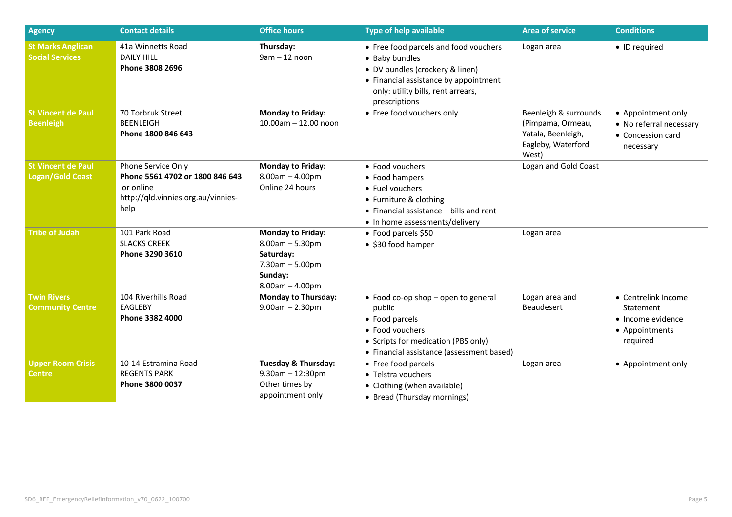| Agency | Contact details | Office hours | Type of help available | Area of service | Conditions |
|---|---|---|---|---|---|
| St Marks Anglican Social Services | 41a Winnetts Road<br>DAILY HILL<br>**Phone 3808 2696** | **Thursday:**<br>9am – 12 noon | • Free food parcels and food vouchers<br>• Baby bundles<br>• DV bundles (crockery & linen)<br>• Financial assistance by appointment only: utility bills, rent arrears, prescriptions | Logan area | • ID required |
| St Vincent de Paul Beenleigh | 70 Torbruk Street<br>BEENLEIGH<br>**Phone 1800 846 643** | **Monday to Friday:**<br>10.00am – 12.00 noon | • Free food vouchers only | Beenleigh & surrounds (Pimpama, Ormeau, Yatala, Beenleigh, Eagleby, Waterford West) | • Appointment only<br>• No referral necessary<br>• Concession card necessary |
| St Vincent de Paul Logan/Gold Coast | Phone Service Only<br>**Phone 5561 4702 or 1800 846 643**<br>or online<br>http://qld.vinnies.org.au/vinnies-help | **Monday to Friday:**<br>8.00am – 4.00pm<br>Online 24 hours | • Food vouchers<br>• Food hampers<br>• Fuel vouchers<br>• Furniture & clothing<br>• Financial assistance – bills and rent<br>• In home assessments/delivery | Logan and Gold Coast | |
| Tribe of Judah | 101 Park Road<br>SLACKS CREEK<br>**Phone 3290 3610** | **Monday to Friday:**<br>8.00am – 5.30pm<br>**Saturday:**<br>7.30am – 5.00pm<br>**Sunday:**<br>8.00am – 4.00pm | • Food parcels $50<br>• $30 food hamper | Logan area | |
| Twin Rivers Community Centre | 104 Riverhills Road<br>EAGLEBY<br>**Phone 3382 4000** | **Monday to Thursday:**<br>9.00am – 2.30pm | • Food co-op shop – open to general public<br>• Food parcels<br>• Food vouchers<br>• Scripts for medication (PBS only)<br>• Financial assistance (assessment based) | Logan area and Beaudesert | • Centrelink Income Statement<br>• Income evidence<br>• Appointments required |
| Upper Room Crisis Centre | 10-14 Estramina Road<br>REGENTS PARK<br>**Phone 3800 0037** | **Tuesday & Thursday:**<br>9.30am – 12:30pm<br>Other times by appointment only | • Free food parcels<br>• Telstra vouchers<br>• Clothing (when available)<br>• Bread (Thursday mornings) | Logan area | • Appointment only |